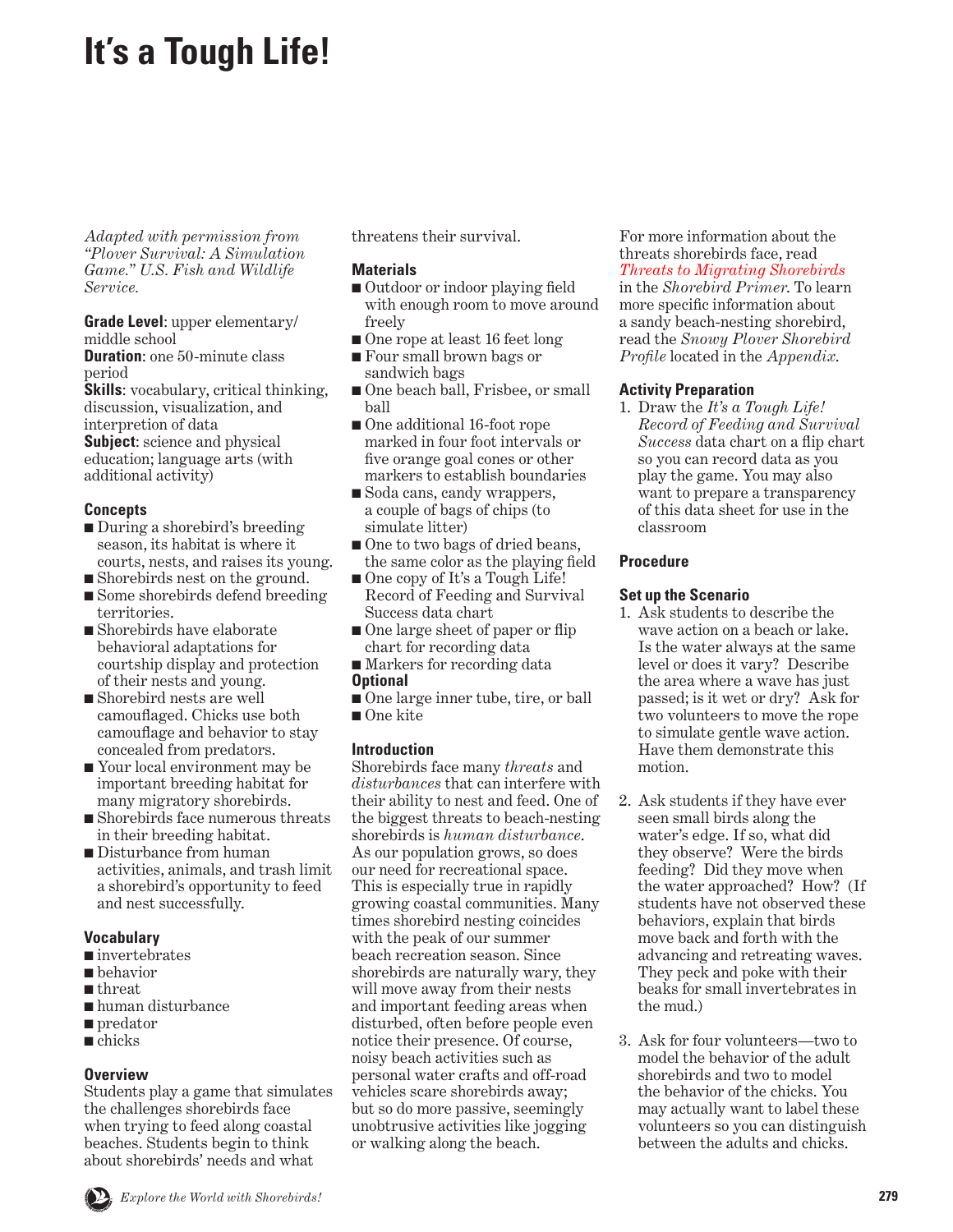# It's a Tough Life!

*Adapted with permission from "Plover Survival: A Simulation Game." U.S. Fish and Wildlife Service.*

**Grade Level**: upper elementary/ middle school
**Duration**: one 50-minute class period
**Skills**: vocabulary, critical thinking, discussion, visualization, and interpretion of data
**Subject**: science and physical education; language arts (with additional activity)

### Concepts

- During a shorebird's breeding season, its habitat is where it courts, nests, and raises its young.
- Shorebirds nest on the ground.
- Some shorebirds defend breeding territories.
- Shorebirds have elaborate behavioral adaptations for courtship display and protection of their nests and young.
- Shorebird nests are well camouflaged. Chicks use both camouflage and behavior to stay concealed from predators.
- Your local environment may be important breeding habitat for many migratory shorebirds.
- Shorebirds face numerous threats in their breeding habitat.
- Disturbance from human activities, animals, and trash limit a shorebird's opportunity to feed and nest successfully.

### Vocabulary

- invertebrates
- behavior
- threat
- human disturbance
- predator
- chicks

### Overview

Students play a game that simulates the challenges shorebirds face when trying to feed along coastal beaches. Students begin to think about shorebirds' needs and what threatens their survival.

### Materials

- Outdoor or indoor playing field with enough room to move around freely
- One rope at least 16 feet long
- Four small brown bags or sandwich bags
- One beach ball, Frisbee, or small ball
- One additional 16-foot rope marked in four foot intervals or five orange goal cones or other markers to establish boundaries
- Soda cans, candy wrappers, a couple of bags of chips (to simulate litter)
- One to two bags of dried beans, the same color as the playing field
- One copy of It's a Tough Life! Record of Feeding and Survival Success data chart
- One large sheet of paper or flip chart for recording data
- Markers for recording data

**Optional**

- One large inner tube, tire, or ball
- One kite

### Introduction

Shorebirds face many *threats* and *disturbances* that can interfere with their ability to nest and feed. One of the biggest threats to beach-nesting shorebirds is *human disturbance*. As our population grows, so does our need for recreational space. This is especially true in rapidly growing coastal communities. Many times shorebird nesting coincides with the peak of our summer beach recreation season. Since shorebirds are naturally wary, they will move away from their nests and important feeding areas when disturbed, often before people even notice their presence. Of course, noisy beach activities such as personal water crafts and off-road vehicles scare shorebirds away; but so do more passive, seemingly unobtrusive activities like jogging or walking along the beach.

For more information about the threats shorebirds face, read *Threats to Migrating Shorebirds* in the *Shorebird Primer*. To learn more specific information about a sandy beach-nesting shorebird, read the *Snowy Plover Shorebird Profile* located in the *Appendix*.

### Activity Preparation

1. Draw the *It's a Tough Life! Record of Feeding and Survival Success* data chart on a flip chart so you can record data as you play the game. You may also want to prepare a transparency of this data sheet for use in the classroom

### Procedure

#### Set up the Scenario

1. Ask students to describe the wave action on a beach or lake. Is the water always at the same level or does it vary? Describe the area where a wave has just passed; is it wet or dry? Ask for two volunteers to move the rope to simulate gentle wave action. Have them demonstrate this motion.

2. Ask students if they have ever seen small birds along the water's edge. If so, what did they observe? Were the birds feeding? Did they move when the water approached? How? (If students have not observed these behaviors, explain that birds move back and forth with the advancing and retreating waves. They peck and poke with their beaks for small invertebrates in the mud.)

3. Ask for four volunteers—two to model the behavior of the adult shorebirds and two to model the behavior of the chicks. You may actually want to label these volunteers so you can distinguish between the adults and chicks.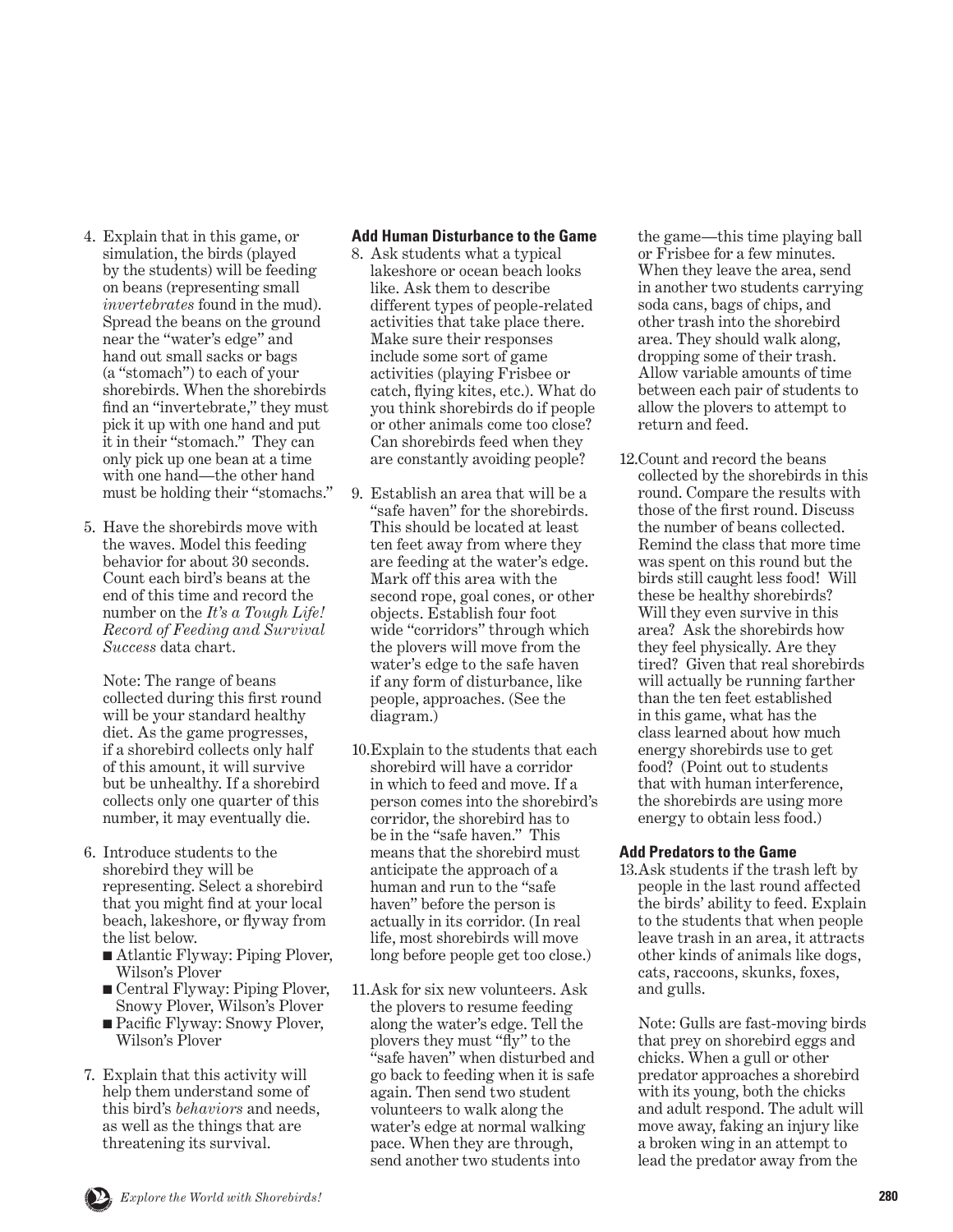4. Explain that in this game, or simulation, the birds (played by the students) will be feeding on beans (representing small *invertebrates* found in the mud). Spread the beans on the ground near the "water's edge" and hand out small sacks or bags (a "stomach") to each of your shorebirds. When the shorebirds find an "invertebrate," they must pick it up with one hand and put it in their "stomach." They can only pick up one bean at a time with one hand—the other hand must be holding their "stomachs."

5. Have the shorebirds move with the waves. Model this feeding behavior for about 30 seconds. Count each bird's beans at the end of this time and record the number on the *It's a Tough Life! Record of Feeding and Survival Success* data chart.

   Note: The range of beans collected during this first round will be your standard healthy diet. As the game progresses, if a shorebird collects only half of this amount, it will survive but be unhealthy. If a shorebird collects only one quarter of this number, it may eventually die.

6. Introduce students to the shorebird they will be representing. Select a shorebird that you might find at your local beach, lakeshore, or flyway from the list below.
   - Atlantic Flyway: Piping Plover, Wilson's Plover
   - Central Flyway: Piping Plover, Snowy Plover, Wilson's Plover
   - Pacific Flyway: Snowy Plover, Wilson's Plover

7. Explain that this activity will help them understand some of this bird's *behaviors* and needs, as well as the things that are threatening its survival.

### Add Human Disturbance to the Game

8. Ask students what a typical lakeshore or ocean beach looks like. Ask them to describe different types of people-related activities that take place there. Make sure their responses include some sort of game activities (playing Frisbee or catch, flying kites, etc.). What do you think shorebirds do if people or other animals come too close? Can shorebirds feed when they are constantly avoiding people?

9. Establish an area that will be a "safe haven" for the shorebirds. This should be located at least ten feet away from where they are feeding at the water's edge. Mark off this area with the second rope, goal cones, or other objects. Establish four foot wide "corridors" through which the plovers will move from the water's edge to the safe haven if any form of disturbance, like people, approaches. (See the diagram.)

10. Explain to the students that each shorebird will have a corridor in which to feed and move. If a person comes into the shorebird's corridor, the shorebird has to be in the "safe haven." This means that the shorebird must anticipate the approach of a human and run to the "safe haven" before the person is actually in its corridor. (In real life, most shorebirds will move long before people get too close.)

11. Ask for six new volunteers. Ask the plovers to resume feeding along the water's edge. Tell the plovers they must "fly" to the "safe haven" when disturbed and go back to feeding when it is safe again. Then send two student volunteers to walk along the water's edge at normal walking pace. When they are through, send another two students into the game—this time playing ball or Frisbee for a few minutes. When they leave the area, send in another two students carrying soda cans, bags of chips, and other trash into the shorebird area. They should walk along, dropping some of their trash. Allow variable amounts of time between each pair of students to allow the plovers to attempt to return and feed.

12. Count and record the beans collected by the shorebirds in this round. Compare the results with those of the first round. Discuss the number of beans collected. Remind the class that more time was spent on this round but the birds still caught less food! Will these be healthy shorebirds? Will they even survive in this area? Ask the shorebirds how they feel physically. Are they tired? Given that real shorebirds will actually be running farther than the ten feet established in this game, what has the class learned about how much energy shorebirds use to get food? (Point out to students that with human interference, the shorebirds are using more energy to obtain less food.)

### Add Predators to the Game

13. Ask students if the trash left by people in the last round affected the birds' ability to feed. Explain to the students that when people leave trash in an area, it attracts other kinds of animals like dogs, cats, raccoons, skunks, foxes, and gulls.

    Note: Gulls are fast-moving birds that prey on shorebird eggs and chicks. When a gull or other predator approaches a shorebird with its young, both the chicks and adult respond. The adult will move away, faking an injury like a broken wing in an attempt to lead the predator away from the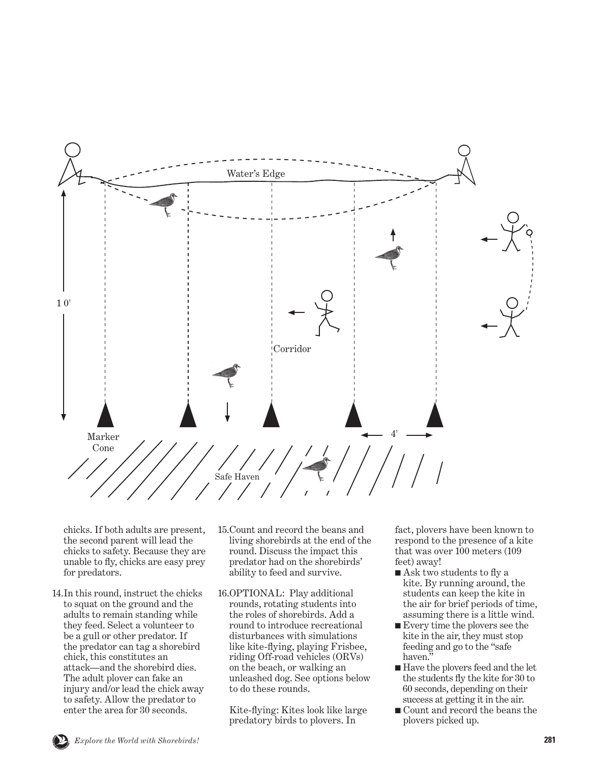Water's Edge

1 0'

Corridor

Marker Cone

4'

Safe Haven

chicks. If both adults are present, the second parent will lead the chicks to safety. Because they are unable to fly, chicks are easy prey for predators.

14. In this round, instruct the chicks to squat on the ground and the adults to remain standing while they feed. Select a volunteer to be a gull or other predator. If the predator can tag a shorebird chick, this constitutes an attack—and the shorebird dies. The adult plover can fake an injury and/or lead the chick away to safety. Allow the predator to enter the area for 30 seconds.

15. Count and record the beans and living shorebirds at the end of the round. Discuss the impact this predator had on the shorebirds' ability to feed and survive.

16. OPTIONAL: Play additional rounds, rotating students into the roles of shorebirds. Add a round to introduce recreational disturbances with simulations like kite-flying, playing Frisbee, riding Off-road vehicles (ORVs) on the beach, or walking an unleashed dog. See options below to do these rounds.

    Kite-flying: Kites look like large predatory birds to plovers. In fact, plovers have been known to respond to the presence of a kite that was over 100 meters (109 feet) away!

    - Ask two students to fly a kite. By running around, the students can keep the kite in the air for brief periods of time, assuming there is a little wind.
    - Every time the plovers see the kite in the air, they must stop feeding and go to the "safe haven."
    - Have the plovers feed and the let the students fly the kite for 30 to 60 seconds, depending on their success at getting it in the air.
    - Count and record the beans the plovers picked up.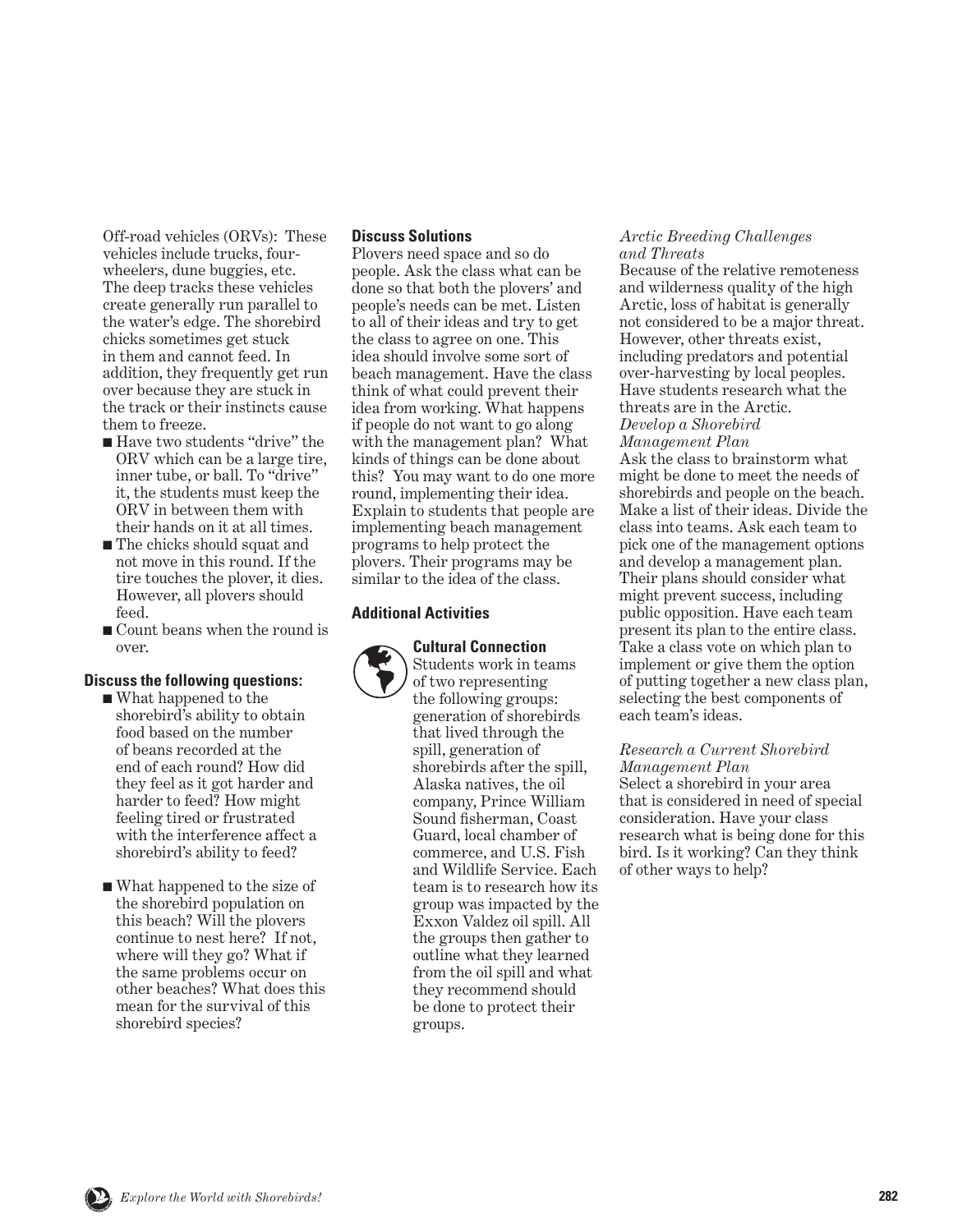Off-road vehicles (ORVs): These vehicles include trucks, four-wheelers, dune buggies, etc. The deep tracks these vehicles create generally run parallel to the water's edge. The shorebird chicks sometimes get stuck in them and cannot feed. In addition, they frequently get run over because they are stuck in the track or their instincts cause them to freeze.

- Have two students "drive" the ORV which can be a large tire, inner tube, or ball. To "drive" it, the students must keep the ORV in between them with their hands on it at all times.
- The chicks should squat and not move in this round. If the tire touches the plover, it dies. However, all plovers should feed.
- Count beans when the round is over.

**Discuss the following questions:**

- What happened to the shorebird's ability to obtain food based on the number of beans recorded at the end of each round? How did they feel as it got harder and harder to feed? How might feeling tired or frustrated with the interference affect a shorebird's ability to feed?
- What happened to the size of the shorebird population on this beach? Will the plovers continue to nest here? If not, where will they go? What if the same problems occur on other beaches? What does this mean for the survival of this shorebird species?

**Discuss Solutions**

Plovers need space and so do people. Ask the class what can be done so that both the plovers' and people's needs can be met. Listen to all of their ideas and try to get the class to agree on one. This idea should involve some sort of beach management. Have the class think of what could prevent their idea from working. What happens if people do not want to go along with the management plan? What kinds of things can be done about this? You may want to do one more round, implementing their idea. Explain to students that people are implementing beach management programs to help protect the plovers. Their programs may be similar to the idea of the class.

**Additional Activities**

**Cultural Connection**

Students work in teams of two representing the following groups: generation of shorebirds that lived through the spill, generation of shorebirds after the spill, Alaska natives, the oil company, Prince William Sound fisherman, Coast Guard, local chamber of commerce, and U.S. Fish and Wildlife Service. Each team is to research how its group was impacted by the Exxon Valdez oil spill. All the groups then gather to outline what they learned from the oil spill and what they recommend should be done to protect their groups.

*Arctic Breeding Challenges and Threats*

Because of the relative remoteness and wilderness quality of the high Arctic, loss of habitat is generally not considered to be a major threat. However, other threats exist, including predators and potential over-harvesting by local peoples. Have students research what the threats are in the Arctic.

*Develop a Shorebird Management Plan*

Ask the class to brainstorm what might be done to meet the needs of shorebirds and people on the beach. Make a list of their ideas. Divide the class into teams. Ask each team to pick one of the management options and develop a management plan. Their plans should consider what might prevent success, including public opposition. Have each team present its plan to the entire class. Take a class vote on which plan to implement or give them the option of putting together a new class plan, selecting the best components of each team's ideas.

*Research a Current Shorebird Management Plan*

Select a shorebird in your area that is considered in need of special consideration. Have your class research what is being done for this bird. Is it working? Can they think of other ways to help?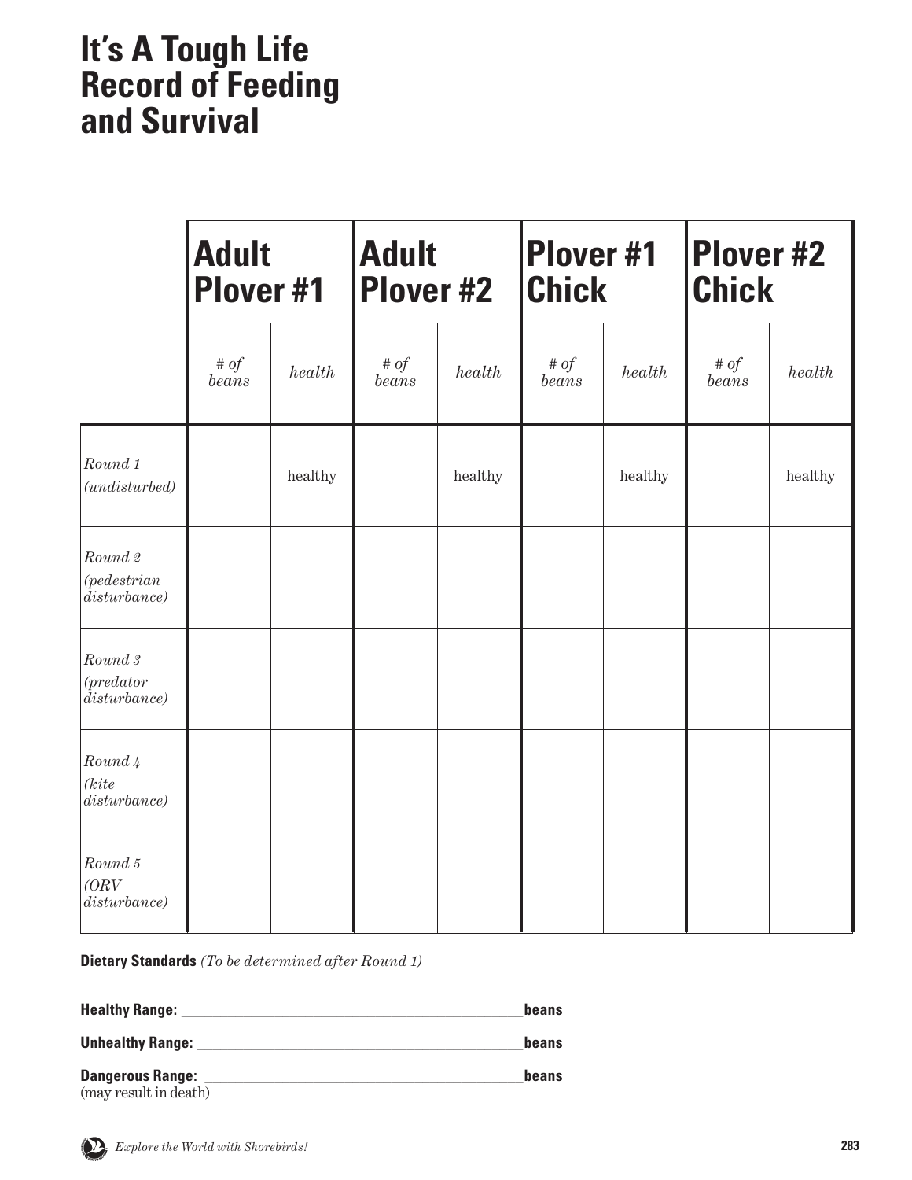# It's A Tough Life Record of Feeding and Survival

| | Adult Plover #1 | | Adult Plover #2 | | Plover #1 Chick | | Plover #2 Chick | |
|---|---|---|---|---|---|---|---|---|
| | *# of beans* | *health* | *# of beans* | *health* | *# of beans* | *health* | *# of beans* | *health* |
| *Round 1 (undisturbed)* | | healthy | | healthy | | healthy | | healthy |
| *Round 2 (pedestrian disturbance)* | | | | | | | | |
| *Round 3 (predator disturbance)* | | | | | | | | |
| *Round 4 (kite disturbance)* | | | | | | | | |
| *Round 5 (ORV disturbance)* | | | | | | | | |

**Dietary Standards** *(To be determined after Round 1)*

**Healthy Range:** ____________________________________________**beans**

**Unhealthy Range:** __________________________________________**beans**

**Dangerous Range:** __________________________________________**beans**
(may result in death)